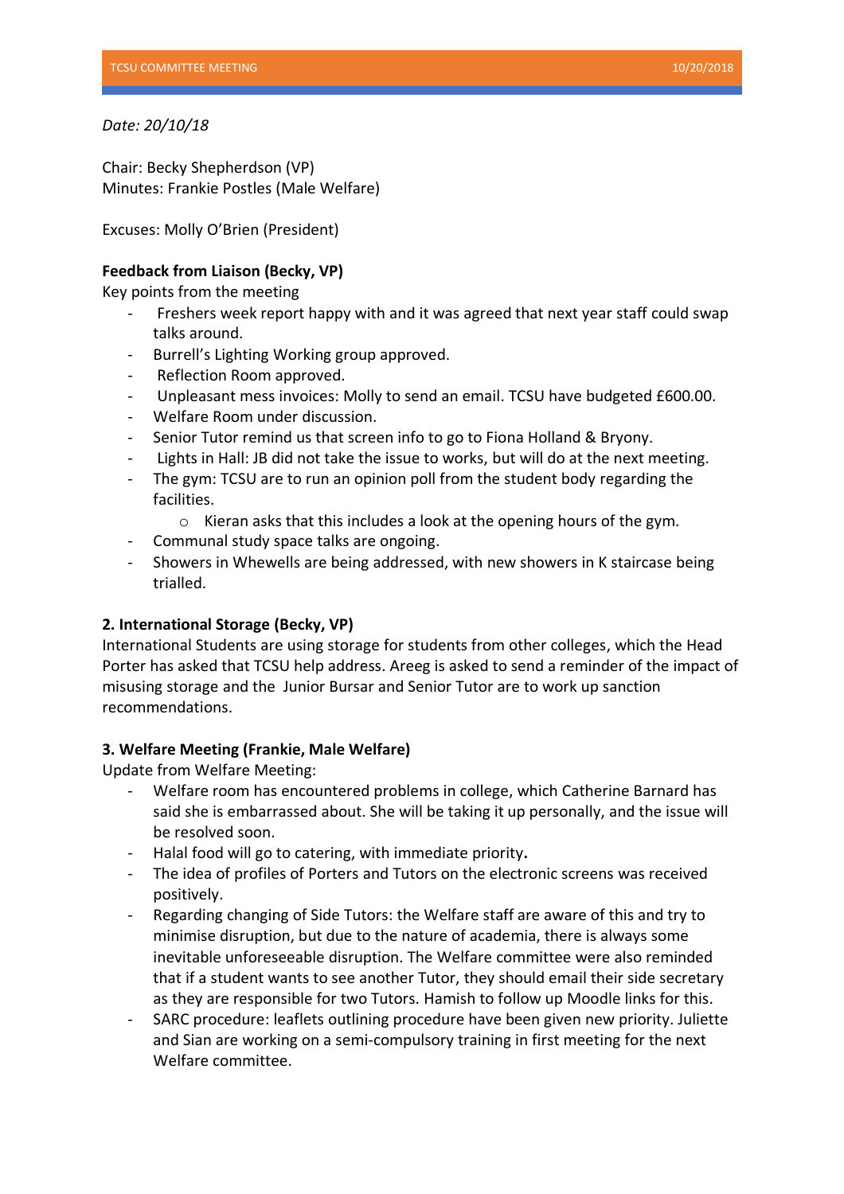*Date: 20/10/18*

Chair: Becky Shepherdson (VP)
Minutes: Frankie Postles (Male Welfare)

Excuses: Molly O'Brien (President)

**Feedback from Liaison (Becky, VP)**
Key points from the meeting

- Freshers week report happy with and it was agreed that next year staff could swap talks around.
- Burrell's Lighting Working group approved.
- Reflection Room approved.
- Unpleasant mess invoices: Molly to send an email. TCSU have budgeted £600.00.
- Welfare Room under discussion.
- Senior Tutor remind us that screen info to go to Fiona Holland & Bryony.
- Lights in Hall: JB did not take the issue to works, but will do at the next meeting.
- The gym: TCSU are to run an opinion poll from the student body regarding the facilities.
  - Kieran asks that this includes a look at the opening hours of the gym.
- Communal study space talks are ongoing.
- Showers in Whewells are being addressed, with new showers in K staircase being trialled.

**2. International Storage (Becky, VP)**
International Students are using storage for students from other colleges, which the Head Porter has asked that TCSU help address. Areeg is asked to send a reminder of the impact of misusing storage and the Junior Bursar and Senior Tutor are to work up sanction recommendations.

**3. Welfare Meeting (Frankie, Male Welfare)**
Update from Welfare Meeting:

- Welfare room has encountered problems in college, which Catherine Barnard has said she is embarrassed about. She will be taking it up personally, and the issue will be resolved soon.
- Halal food will go to catering, with immediate priority**.**
- The idea of profiles of Porters and Tutors on the electronic screens was received positively.
- Regarding changing of Side Tutors: the Welfare staff are aware of this and try to minimise disruption, but due to the nature of academia, there is always some inevitable unforeseeable disruption. The Welfare committee were also reminded that if a student wants to see another Tutor, they should email their side secretary as they are responsible for two Tutors. Hamish to follow up Moodle links for this.
- SARC procedure: leaflets outlining procedure have been given new priority. Juliette and Sian are working on a semi-compulsory training in first meeting for the next Welfare committee.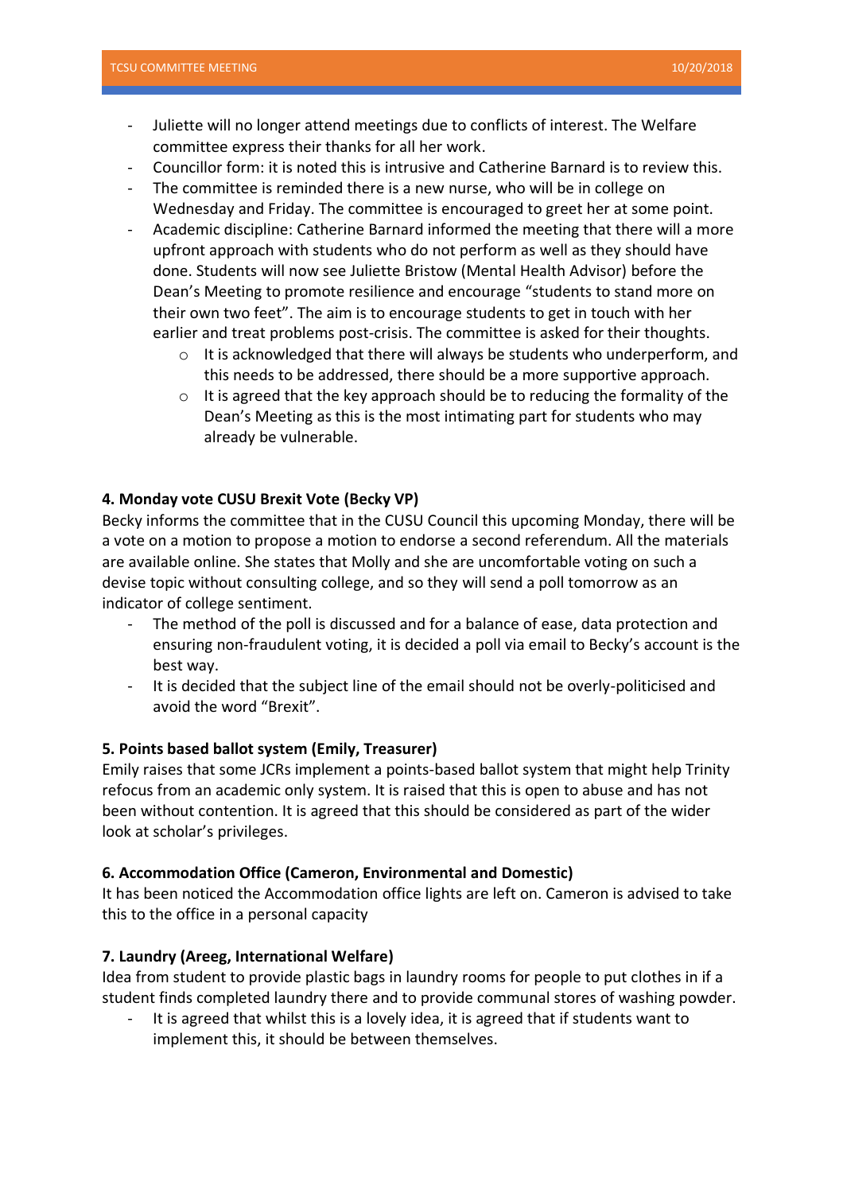- Juliette will no longer attend meetings due to conflicts of interest. The Welfare committee express their thanks for all her work.
- Councillor form: it is noted this is intrusive and Catherine Barnard is to review this.
- The committee is reminded there is a new nurse, who will be in college on Wednesday and Friday. The committee is encouraged to greet her at some point.
- Academic discipline: Catherine Barnard informed the meeting that there will a more upfront approach with students who do not perform as well as they should have done. Students will now see Juliette Bristow (Mental Health Advisor) before the Dean's Meeting to promote resilience and encourage "students to stand more on their own two feet". The aim is to encourage students to get in touch with her earlier and treat problems post-crisis. The committee is asked for their thoughts.
    - It is acknowledged that there will always be students who underperform, and this needs to be addressed, there should be a more supportive approach.
    - It is agreed that the key approach should be to reducing the formality of the Dean's Meeting as this is the most intimating part for students who may already be vulnerable.

**4. Monday vote CUSU Brexit Vote (Becky VP)**

Becky informs the committee that in the CUSU Council this upcoming Monday, there will be a vote on a motion to propose a motion to endorse a second referendum. All the materials are available online. She states that Molly and she are uncomfortable voting on such a devise topic without consulting college, and so they will send a poll tomorrow as an indicator of college sentiment.

- The method of the poll is discussed and for a balance of ease, data protection and ensuring non-fraudulent voting, it is decided a poll via email to Becky's account is the best way.
- It is decided that the subject line of the email should not be overly-politicised and avoid the word "Brexit".

**5. Points based ballot system (Emily, Treasurer)**

Emily raises that some JCRs implement a points-based ballot system that might help Trinity refocus from an academic only system. It is raised that this is open to abuse and has not been without contention. It is agreed that this should be considered as part of the wider look at scholar's privileges.

**6. Accommodation Office (Cameron, Environmental and Domestic)**

It has been noticed the Accommodation office lights are left on. Cameron is advised to take this to the office in a personal capacity

**7. Laundry (Areeg, International Welfare)**

Idea from student to provide plastic bags in laundry rooms for people to put clothes in if a student finds completed laundry there and to provide communal stores of washing powder.

- It is agreed that whilst this is a lovely idea, it is agreed that if students want to implement this, it should be between themselves.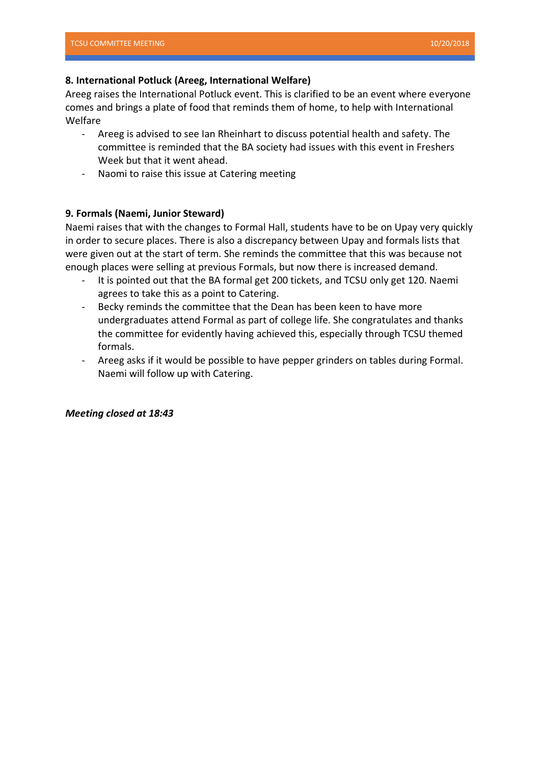**8. International Potluck (Areeg, International Welfare)**

Areeg raises the International Potluck event. This is clarified to be an event where everyone comes and brings a plate of food that reminds them of home, to help with International Welfare

- Areeg is advised to see Ian Rheinhart to discuss potential health and safety. The committee is reminded that the BA society had issues with this event in Freshers Week but that it went ahead.
- Naomi to raise this issue at Catering meeting

**9. Formals (Naemi, Junior Steward)**

Naemi raises that with the changes to Formal Hall, students have to be on Upay very quickly in order to secure places. There is also a discrepancy between Upay and formals lists that were given out at the start of term. She reminds the committee that this was because not enough places were selling at previous Formals, but now there is increased demand.

- It is pointed out that the BA formal get 200 tickets, and TCSU only get 120. Naemi agrees to take this as a point to Catering.
- Becky reminds the committee that the Dean has been keen to have more undergraduates attend Formal as part of college life. She congratulates and thanks the committee for evidently having achieved this, especially through TCSU themed formals.
- Areeg asks if it would be possible to have pepper grinders on tables during Formal. Naemi will follow up with Catering.

***Meeting closed at 18:43***